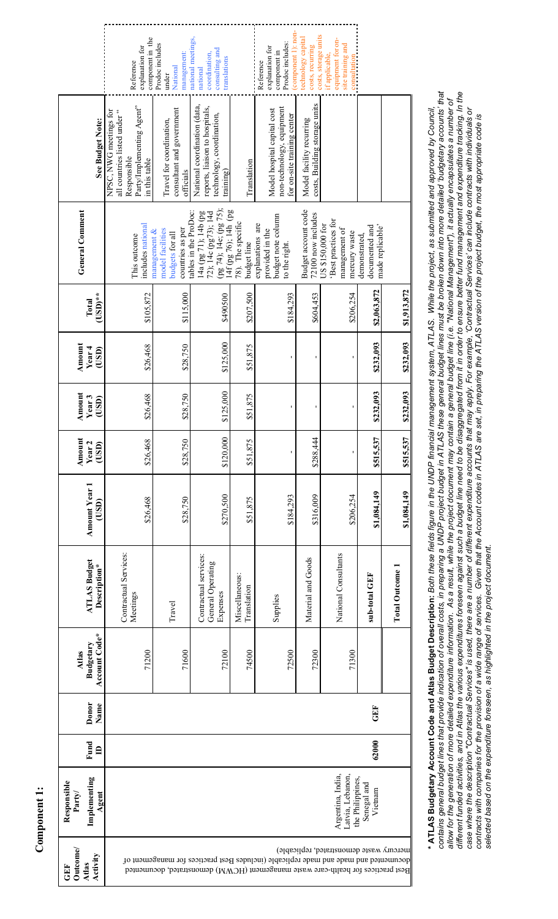# Component 1:

| GEF Outcome/ Atlas Activity | Responsible Party/ Implementing Agent | Fund ID | Donor Name | Atlas Budgetary Account Code* | ATLAS Budget Description* | Amount Year 1 (USD) | Amount Year 2 (USD) | Amount Year 3 (USD) | Amount Year 4 (USD) | Total (USD)** | General Comment | See Budget Note: | |
|---|---|---|---|---|---|---|---|---|---|---|---|---|---|
| Best practices for health-care waste management (HCWM) demonstrated, documented and made replicable (includes Best practices for management of mercury waste demonstrated, replicable) | Argentina, India, Latvia, Lebanon, the Philippines, Senegal and Vietnam | 62000 | GEF | 71200 | Contractual Services: Meetings | $26,468 | $26,468 | $26,468 | $26,468 | $105,872 | This outcome includes national management & model facilities budgets for all countries as per tables in the ProDoc: 14a (pg 71); 14b (pg 72); 14c (pg73); 14d (pg 74); 14e; (pg 75); 14f (pg 76); 14h (pg 78). The specific budget line explanations are provided in the budget note column to the right. | NPSC, NWG meetings for all countries listed under "Responsible Party/Implementing Agent" in this table | Reference explanation for component in the Prodoc includes under National management: national meetings, national coordination, consulting and translations |
| | | | | 71600 | Travel | $28,750 | $28,750 | $28,750 | $28,750 | $115,000 | | Travel for coordination, consultant and government officials | |
| | | | | 72100 | Contractual services: General Operating Expenses | $270,500 | $120,000 | $125,000 | $125,000 | $490500 | | National coordination (data, reports, liaison to hospitals, technology, coordination, training) | |
| | | | | 74500 | Miscellaneous: Translation | $51,875 | $51,875 | $51,875 | $51,875 | $207,500 | | Translation | |
| | | | | 72500 | Supplies | $184,293 | - | - | - | $184,293 | | Model hospital capital cost non-technology, equipment for on-site training center | Reference explanation for component in Prodoc includes: (component 1): non-technology capital costs, recurring costs, storage units if applicable, equipment for on-site training and consultation |
| | | | | 72300 | Material and Goods | $316,009 | $288,444 | - | - | $604,453 | Budget account code 72100 now includes US $150,000 for 'Best practices for management of mercury waste demonstrated, documented and made replicable' | Model facility recurring costs, Building storage units | |
| | | | | 71300 | National Consultants | $206,254 | - | - | - | $206,254 | | | |
| | | | | | sub-total GEF | $1,084,149 | $515,537 | $232,093 | $232,093 | $2,063,872 | | | |
| | | | | | Total Outcome 1 | $1,084,149 | $515,537 | $232,093 | $232,093 | $1,913,872 | | | |

\* **ATLAS Budgetary Account Code and Atlas Budget Description:** *Both these fields figure in the UNDP financial management system, ATLAS. While the project, as submitted and approved by Council, contains general budget lines that provide indication of overall costs, in preparing a UNDP project budget in ATLAS these general budget lines must be broken down into more detailed 'budgetary accounts' that allow for the generation of more detailed expenditure information. As a result, while the project document may contain a general budget line (i.e. "National Management"), it actually encapsulates a number of different funded activities, and in Atlas the various expenditures foreseen against such a budget line need to be disaggregated from it in order to ensure better fund management and expenditure tracking. In the case where the description "Contractual Services" is used, there are a number of different expenditure accounts that may apply. For example, 'Contractual Services' can include contracts with individuals or contracts with companies for the provision of a wide range of services. Given that the Account codes in ATLAS are set, in preparing the ATLAS version of the project budget, the most appropriate code is selected based on the expenditure foreseen, as highlighted in the project document.*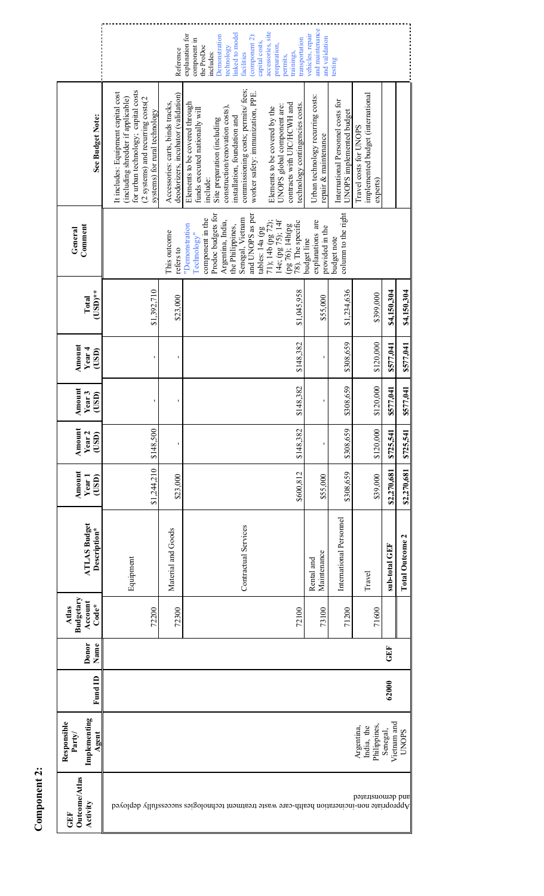## Component 2:

| GEF Outcome/Atlas Activity | Responsible Party/ Implementing Agent | Fund ID | Donor Name | Atlas Budgetary Account Code* | ATLAS Budget Description* | Amount Year 1 (USD) | Amount Year 2 (USD) | Amount Year 3 (USD) | Amount Year 4 (USD) | Total (USD)** | General Comment | See Budget Note: | |
|---|---|---|---|---|---|---|---|---|---|---|---|---|---|
| Appropriate non-incineration health-care waste treatment technologies successfully deployed and demonstrated | Argentina, India, the Philippines, Senegal, Vietnam and UNOPS | 62000 | GEF | 72200 | Equipment | $1,244,210 | $148,500 | - | - | $1,392,710 | This outcome refers to "Demonstration Technology" component in the Prodoc budgets for Argentina, India, the Philippines, Senegal, Vietnam and UNOPS as per tables: 14a (pg 71); 14b (pg 72); 14e; (pg 75); 14f (pg 76); 14h(pg 78). The specific budget line explanations are provided in the budget note column to the right | It includes: Equipment capital cost (including shredder if applicable) for urban technology; capital costs (2 systems) and recurring costs(2 systems) for rural technology | Reference explanation for component in the ProDoc includes: Demonstration technology linked to model facilities (component 2): capital costs, accessories, site preparation, permits, trainings, transportation vehicles, repair and maintenance and validation testing |
| | | | | 72300 | Material and Goods | $23,000 | - | - | - | $23,000 | | Accessories: carts, binds tracks, deodorizers, incubator (validation) | |
| | | | | 72100 | Contractual Services | $600,812 | $148,382 | $148,382 | $148,382 | $1,045,958 | | Elements to be covered through funds executed nationally will include: Site preparation (including construction/renovation costs), installation, foundation and commissioning costs; permits/fees; worker safety: immunization, PPE. Elements to be covered by the UNOPS global component are: contracts with UIC/HCWH and technology contingencies costs. | |
| | | | | 73100 | Rental and Maintenance | $55,000 | - | - | - | $55,000 | | Urban technology recurring costs: repair & maintenance | |
| | | | | 71200 | International Personnel | $308,659 | $308,659 | $308,659 | $308,659 | $1,234,636 | | International Personnel costs for UNOPS implemented budget | |
| | | | | 71600 | Travel | $39,000 | $120,000 | $120,000 | $120,000 | $399,000 | | Travel costs for UNOPS implemented budget (international experts) | |
| | | | | | **sub-total GEF** | **$2,270,681** | **$725,541** | **$577,041** | **$577,041** | **$4,150,304** | | | |
| | | | | | **Total Outcome 2** | **$2,270,681** | **$725,541** | **$577,041** | **$577,041** | **$4,150,304** | | | |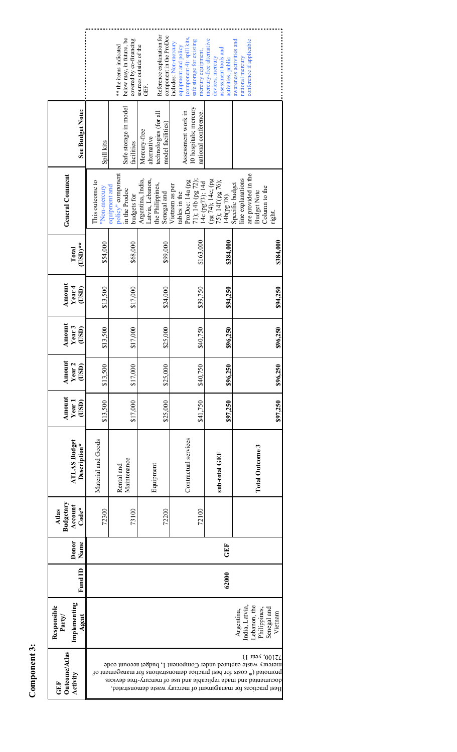# Component 3:

| GEF Outcome/Atlas Activity | Responsible Party/ Implementing Agent | Fund ID | Donor Name | Atlas Budgetary Account Code* | ATLAS Budget Description* | Amount Year 1 (USD) | Amount Year 2 (USD) | Amount Year 3 (USD) | Amount Year 4 (USD) | Total (USD)** | General Comment | See Budget Note: | |
|---|---|---|---|---|---|---|---|---|---|---|---|---|---|
| Best practices for management of mercury waste demonstrated, documented and made replicable and use of mercury-free devices promoted (* costs for best practice demonstrations for management of mercury waste captured under Component 1, budget account code 72100, year 1) | Argentina, India, Latvia, Lebanon, the Philippines, Senegal and Vietnam | 62000 | GEF | 72300 | Material and Goods | $13,500 | $13,500 | $13,500 | $13,500 | $54,000 | This outcome to "Non-mercury equipment and policy" component in the Prodoc budgets for Argentina, India, Latvia, Lebanon, the Philippines, Senegal and Vietnam as per tables in the ProDoc: 14a (pg 71); 14b (pg 72); 14c (pg 73); 14d (pg 74); 14e; (pg 75); 14f (pg 76); 14h(pg 78). Specific budget line explanations are provided in the Budget Note Column to the right. | Spill kits | ** the items indicated below may, in future, be covered by co-financing sources outside of the GEF. Reference explanation for component in the ProDoc includes: Non-mercury equipment and policy (component 4): spill kits, safe storage for existing mercury equipment, mercury-free alternative devices, mercury assessment tools and activities, public awareness activities and national mercury conference if applicable |
| | | | | 73100 | Rental and Maintenance | $17,000 | $17,000 | $17,000 | $17,000 | $68,000 | | Safe storage in model facilities | |
| | | | | 72200 | Equipment | $25,000 | $25,000 | $25,000 | $24,000 | $99,000 | | Mercury-free alternative technologies (for all model facilities) | |
| | | | | 72100 | Contractual services | $41,750 | $40,750 | $40,750 | $39,750 | $163,000 | | Assessment work in 10 hospitals; mercury national conference. | |
| | | | | | sub-total GEF | $97,250 | $96,250 | $96,250 | $94,250 | $384,000 | | | |
| | | | | | Total Outcome 3 | $97,250 | $96,250 | $96,250 | $94,250 | $384,000 | | | |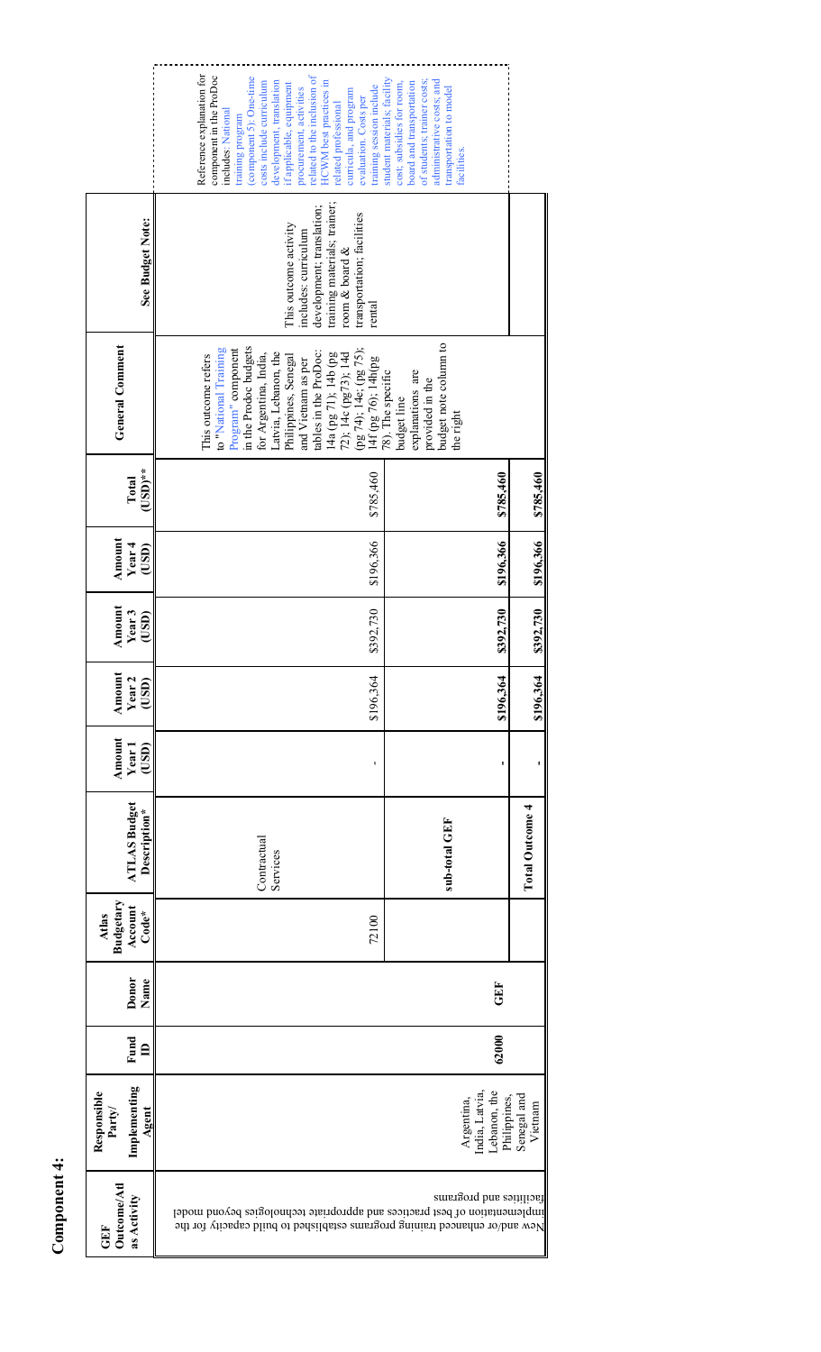# Component 4:

| GEF Outcome/Atlas Activity | Responsible Party/ Implementing Agent | Fund ID | Donor Name | Atlas Budgetary Account Code* | ATLAS Budget Description* | Amount Year 1 (USD) | Amount Year 2 (USD) | Amount Year 3 (USD) | Amount Year 4 (USD) | Total (USD)** | General Comment | See Budget Note: | |
|---|---|---|---|---|---|---|---|---|---|---|---|---|---|
| New and/or enhanced training programs established to build capacity for the implementation of best practices and appropriate technologies beyond model facilities and programs | Argentina, India, Latvia, Lebanon, the Philippines, Senegal and Vietnam | 62000 | GEF | 72100 | Contractual Services | - | $196,364 | $392,730 | $196,366 | $785,460 | This outcome refers to "National Training Program" component in the Prodoc budgets for Argentina, India, Latvia, Lebanon, the Philippines, Senegal and Vietnam as per tables in the ProDoc: 14a (pg 71); 14b (pg 72); 14c (pg73); 14d (pg 74); 14e; (pg 75); 14f (pg 76); 14h(pg 78). The specific budget line explanations are provided in the budget note column to the right | This outcome activity includes: curriculum development; translation; training materials; trainer; room & board & transportation; facilities rental | Reference explanation for component in the ProDoc includes: National training program (component 5): One-time costs include curriculum development, translation if applicable, equipment procurement, activities related to the inclusion of HCWM best practices in related professional curricula, and program evaluation. Costs per training session include student materials, facility cost, subsidies for room, board and transportation of students; trainer costs; administrative costs; and transportation to model facilities. |
| | | | | | sub-total GEF | - | $196,364 | $392,730 | $196,366 | $785,460 | | | |
| | | | | | Total Outcome 4 | - | $196,364 | $392,730 | $196,366 | $785,460 | | | |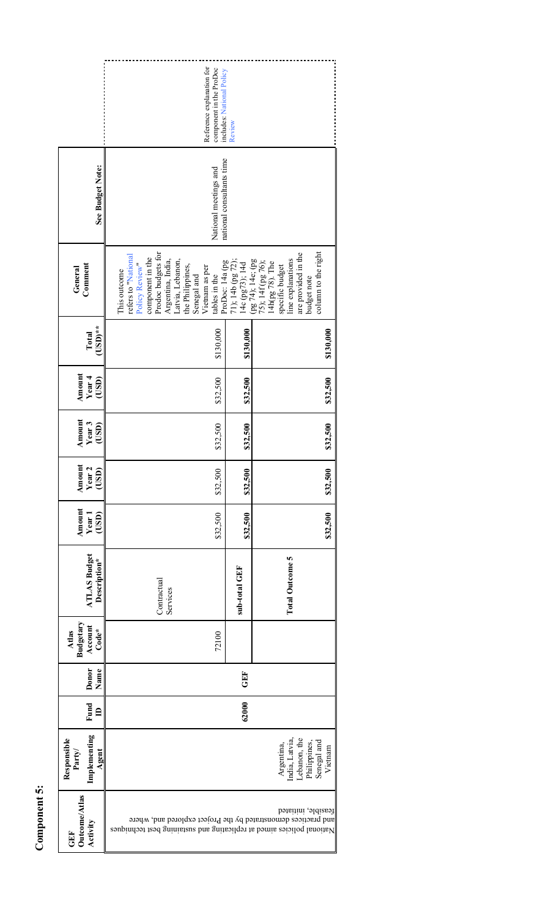**Component 5:**

| GEF Outcome/Atlas Activity | Responsible Party/ Implementing Agent | Fund ID | Donor Name | Atlas Budgetary Account Code* | ATLAS Budget Description* | Amount Year 1 (USD) | Amount Year 2 (USD) | Amount Year 3 (USD) | Amount Year 4 (USD) | Total (USD)** | General Comment | See Budget Note: |
|---|---|---|---|---|---|---|---|---|---|---|---|---|
| National policies aimed at replicating and sustaining best techniques and practices demonstrated by the Project explored and, where feasible, initiated | Argentina, India, Latvia, Lebanon, the Philippines, Senegal and Vietnam | 62000 | GEF | 72100 | Contractual Services | $32,500 | $32,500 | $32,500 | $32,500 | $130,000 | This outcome refers to "National Policy Review" component in the Prodoc budgets for Argentina, India, Latvia, Lebanon, the Philippines, Senegal and Vietnam as per tables in the ProDoc: 14a (pg 71); 14b (pg 72); 14c (pg73); 14d (pg 74); 14e; (pg 75); 14f (pg 76); 14h(pg 78). The specific budget line explanations are provided in the budget note column to the right | National meetings and national consultants time |
| | | | | | **sub-total GEF** | **$32,500** | **$32,500** | **$32,500** | **$32,500** | **$130,000** | | |
| | | | | | **Total Outcome 5** | **$32,500** | **$32,500** | **$32,500** | **$32,500** | **$130,000** | | |

Reference explanation for component in the ProDoc includes: National Policy Review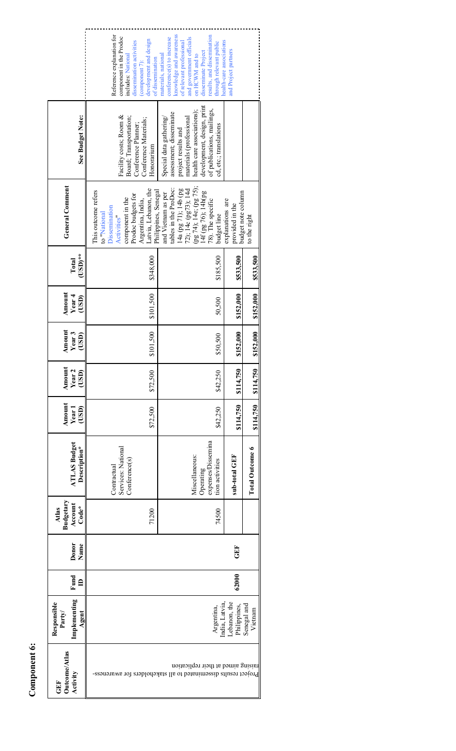## Component 6:

| GEF Outcome/Atlas Activity | Responsible Party/ Implementing Agent | Fund ID | Donor Name | Atlas Budgetary Account Code* | ATLAS Budget Description* | Amount Year 1 (USD) | Amount Year 2 (USD) | Amount Year 3 (USD) | Amount Year 4 (USD) | Total (USD)** | General Comment | See Budget Note: |
|---|---|---|---|---|---|---|---|---|---|---|---|---|
| Project results disseminated to all stakeholders for awareness-raising aimed at their replication | Argentina, India, Latvia, Lebanon, the Philippines, Senegal and Vietnam | 62000 | GEF | 71200 | Contractual Services: National Conference(s) | $72,500 | $72,500 | $101,500 | $101,500 | $348,000 | This outcome refers to "National Dissemination Activities" component in the Prodoc budgets for Argentina, India, Latvia, Lebanon, the Philippines, Senegal and Vietnam as per tables in the ProDoc: 14a (pg 71); 14b (pg 72); 14c (pg73); 14d (pg 74); 14e: (pg 75); 14f (pg 76); 14h(pg 78). The specific budget line explanations are provided in the budget note column to the right | Facility costs; Room & Board; Transportation; Conference Planner; Conference Materials; Honorarium |
| | | | | 74500 | Miscellaneous: Operating expenses/Dissemination activities | $42,250 | $42,250 | $50,500 | 50,500 | $185,500 | | Special data gathering/ assessment; disseminate project results and materials (professional health care associations); development, design, print of publications, mailings, cd, etc.; translations |
| | | | | | sub-total GEF | $114,750 | $114,750 | $152,000 | $152,000 | $533,500 | | |
| | | | | | Total Outcome 6 | $114,750 | $114,750 | $152,000 | $152,000 | $533,500 | | |

Reference explanation for component in the Prodoc includes: National dissemination activities (component 7): development and design of dissemination materials, national conference(s) to increase knowledge and awareness of relevant professional and government officials on HCWM and to disseminate Project results, and dissemination through relevant public health-care associations and Project partners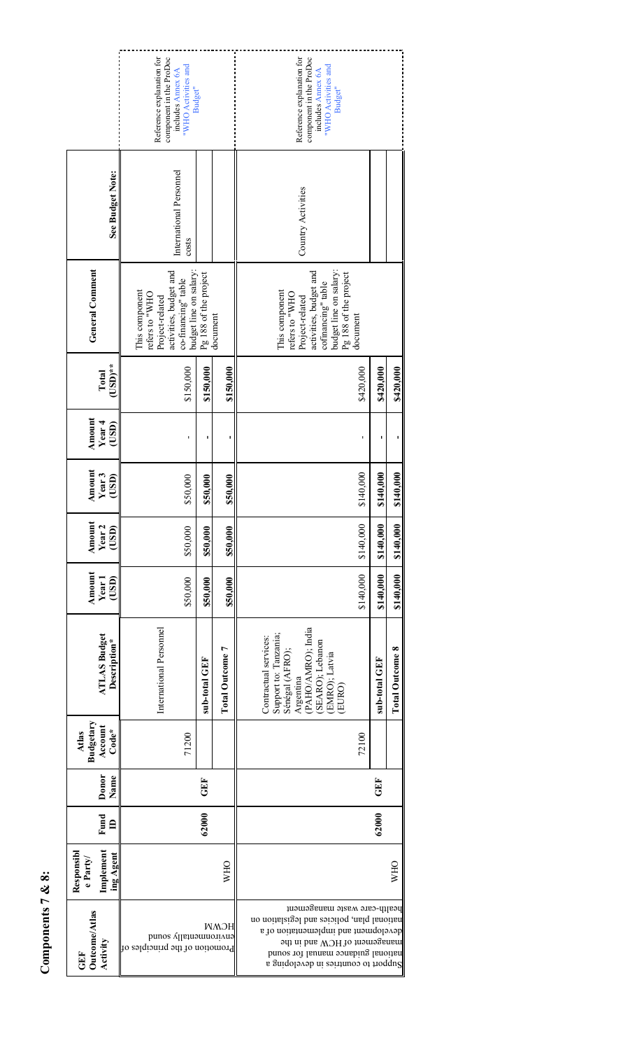# Components 7 & 8:

| GEF Outcome/Atlas Activity | Responsible Party/ Implementing Agent | Fund ID | Donor Name | Atlas Budgetary Account Code* | ATLAS Budget Description* | Amount Year 1 (USD) | Amount Year 2 (USD) | Amount Year 3 (USD) | Amount Year 4 (USD) | Total (USD)** | General Comment | See Budget Note: | |
|---|---|---|---|---|---|---|---|---|---|---|---|---|---|
| Promotion of the principles of environmentally sound HCWM | WHO | 62000 | GEF | 71200 | International Personnel | $50,000 | $50,000 | $50,000 | - | $150,000 | This component refers to "WHO Project-related activities, budget and co-financing" table budget line on salary: Pg 188 of the project document | International Personnel costs | Reference explanation for component in the ProDoc includes Annex 6A "WHO Activities and Budget" |
| | | | | | **sub-total GEF** | **$50,000** | **$50,000** | **$50,000** | **-** | **$150,000** | | | |
| | | | | | **Total Outcome 7** | **$50,000** | **$50,000** | **$50,000** | **-** | **$150,000** | | | |
| Support to countries in developing a national guidance manual for sound management of HCW and in the development and implementation of a national plan, policies and legislation on health-care waste management | WHO | 62000 | GEF | 72100 | Contractual services: Support to: Tanzania, Sénégal (AFRO); Argentina (PAHO/AMRO); India (SEARO); Lebanon (EMRO); Latvia (EURO) | $140,000 | $140,000 | $140,000 | - | $420,000 | This component refers to "WHO Project-related activities, budget and cofinancing" table budget line on salary: Pg 188 of the project document | Country Activities | Reference explanation for component in the ProDoc includes Annex 6A "WHO Activities and Budget" |
| | | | | | **sub-total GEF** | **$140,000** | **$140,000** | **$140,000** | **-** | **$420,000** | | | |
| | | | | | **Total Outcome 8** | **$140,000** | **$140,000** | **$140,000** | **-** | **$420,000** | | | |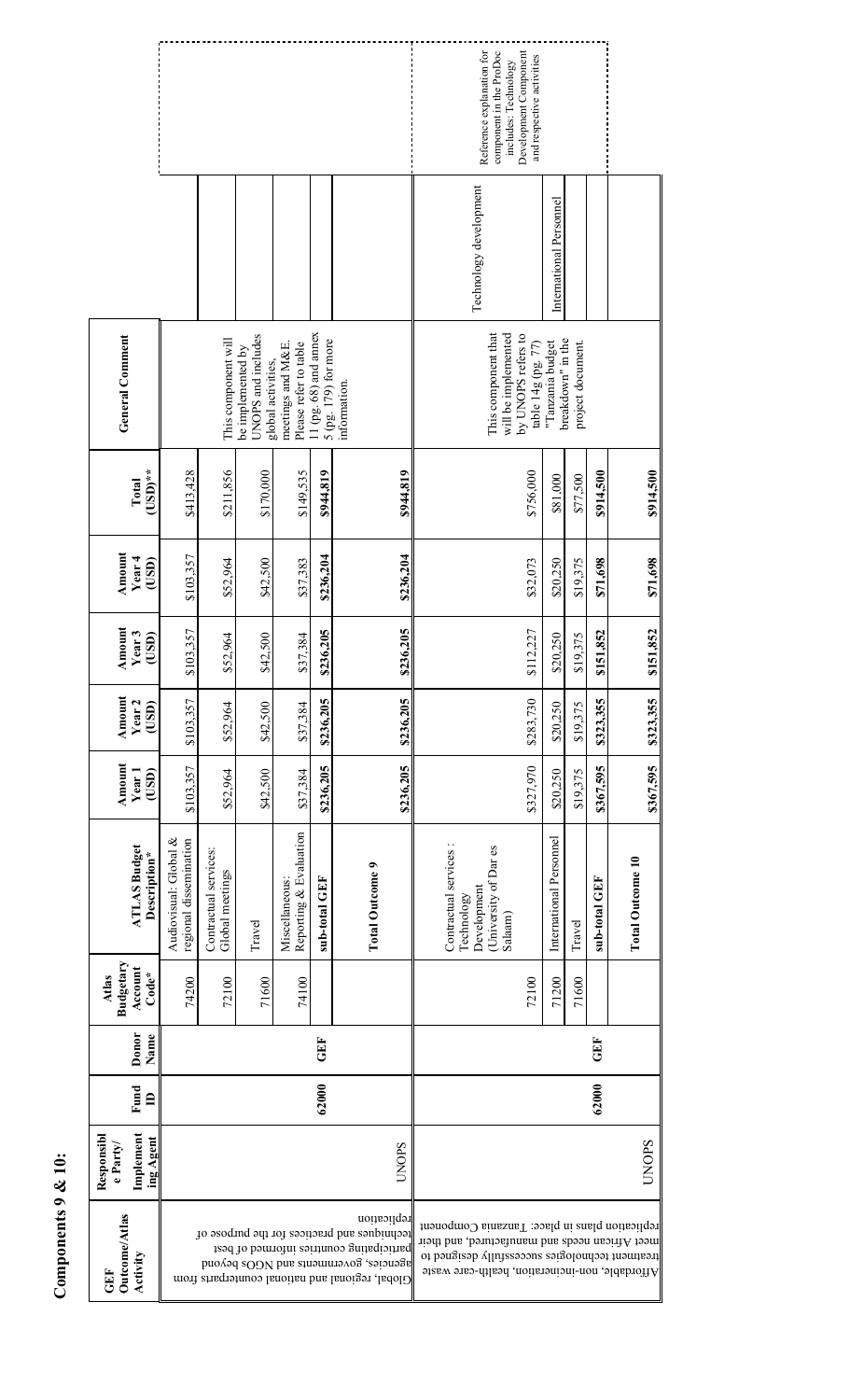**Components 9 & 10:**

| GEF Outcome/Atlas Activity | Responsible Party/ Implementing Agent | Fund ID | Donor Name | Atlas Budgetary Account Code* | ATLAS Budget Description* | Amount Year 1 (USD) | Amount Year 2 (USD) | Amount Year 3 (USD) | Amount Year 4 (USD) | Total (USD)** | General Comment | | |
|---|---|---|---|---|---|---|---|---|---|---|---|---|---|
| Global, regional and national counterparts from agencies, governments and NGOs beyond participating countries informed of best techniques and practices for the purpose of replication | UNOPS | 62000 | GEF | 74200 | Audiovisual: Global & regional dissemination | $103,357 | $103,357 | $103,357 | $103,357 | $413,428 | This component will be implemented by UNOPS and includes global activities, meetings and M&E. Please refer to table 11 (pg. 68) and annex 5 (pg. 179) for more information. | | |
| | | | | 72100 | Contractual services: Global meetings | $52,964 | $52,964 | $52,964 | $52,964 | $211,856 | | | |
| | | | | 71600 | Travel | $42,500 | $42,500 | $42,500 | $42,500 | $170,000 | | | |
| | | | | 74100 | Miscellaneous: Reporting & Evaluation | $37,384 | $37,384 | $37,384 | $37,383 | $149,535 | | | |
| | | | | | sub-total GEF | $236,205 | $236,205 | $236,205 | $236,204 | $944,819 | | | |
| | | | | | Total Outcome 9 | $236,205 | $236,205 | $236,205 | $236,204 | $944,819 | | | |
| Affordable, non-incineration, health-care waste treatment technologies successfully designed to meet African needs and manufactured, and their replication plans in place: Tanzania Component | UNOPS | 62000 | GEF | 72100 | Contractual services : Technology Development (University of Dar es Salaam) | $327,970 | $283,730 | $112,227 | $32,073 | $756,000 | This component that will be implemented by UNOPS refers to table 14g (pg. 77) "Tanzania budget breakdown" in the project document. | Technology development | Reference explanation for component in the ProDoc includes: Technology Development Component and respective activities |
| | | | | 71200 | International Personnel | $20,250 | $20,250 | $20,250 | $20,250 | $81,000 | | International Personnel | |
| | | | | 71600 | Travel | $19,375 | $19,375 | $19,375 | $19,375 | $77,500 | | | |
| | | | | | sub-total GEF | $367,595 | $323,355 | $151,852 | $71,698 | $914,500 | | | |
| | | | | | Total Outcome 10 | $367,595 | $323,355 | $151,852 | $71,698 | $914,500 | | | |